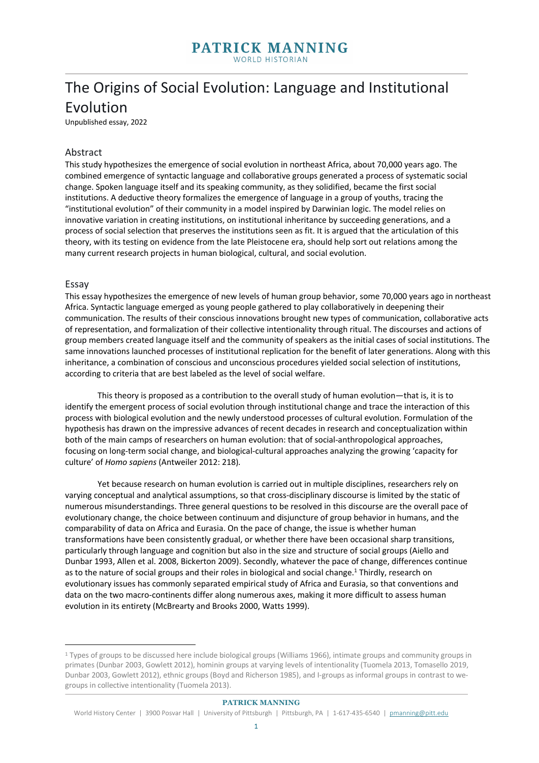# The Origins of Social Evolution: Language and Institutional Evolution

Unpublished essay, 2022

## Abstract

This study hypothesizes the emergence of social evolution in northeast Africa, about 70,000 years ago. The combined emergence of syntactic language and collaborative groups generated a process of systematic social change. Spoken language itself and its speaking community, as they solidified, became the first social institutions. A deductive theory formalizes the emergence of language in a group of youths, tracing the "institutional evolution" of their community in a model inspired by Darwinian logic. The model relies on innovative variation in creating institutions, on institutional inheritance by succeeding generations, and a process of social selection that preserves the institutions seen as fit. It is argued that the articulation of this theory, with its testing on evidence from the late Pleistocene era, should help sort out relations among the many current research projects in human biological, cultural, and social evolution.

## Essay

This essay hypothesizes the emergence of new levels of human group behavior, some 70,000 years ago in northeast Africa. Syntactic language emerged as young people gathered to play collaboratively in deepening their communication. The results of their conscious innovations brought new types of communication, collaborative acts of representation, and formalization of their collective intentionality through ritual. The discourses and actions of group members created language itself and the community of speakers as the initial cases of social institutions. The same innovations launched processes of institutional replication for the benefit of later generations. Along with this inheritance, a combination of conscious and unconscious procedures yielded social selection of institutions, according to criteria that are best labeled as the level of social welfare.

This theory is proposed as a contribution to the overall study of human evolution—that is, it is to identify the emergent process of social evolution through institutional change and trace the interaction of this process with biological evolution and the newly understood processes of cultural evolution. Formulation of the hypothesis has drawn on the impressive advances of recent decades in research and conceptualization within both of the main camps of researchers on human evolution: that of social-anthropological approaches, focusing on long-term social change, and biological-cultural approaches analyzing the growing 'capacity for culture' of *Homo sapiens* (Antweiler 2012: 218).

Yet because research on human evolution is carried out in multiple disciplines, researchers rely on varying conceptual and analytical assumptions, so that cross-disciplinary discourse is limited by the static of numerous misunderstandings. Three general questions to be resolved in this discourse are the overall pace of evolutionary change, the choice between continuum and disjuncture of group behavior in humans, and the comparability of data on Africa and Eurasia. On the pace of change, the issue is whether human transformations have been consistently gradual, or whether there have been occasional sharp transitions, particularly through language and cognition but also in the size and structure of social groups (Aiello and Dunbar 1993, Allen et al. 2008, Bickerton 2009). Secondly, whatever the pace of change, differences continue as to the nature of social groups and their roles in biological and social change.[1] Thirdly, research on evolutionary issues has commonly separated empirical study of Africa and Eurasia, so that conventions and data on the two macro-continents differ along numerous axes, making it more difficult to assess human evolution in its entirety (McBrearty and Brooks 2000, Watts 1999).

---

[1] Types of groups to be discussed here include biological groups (Williams 1966), intimate groups and community groups in primates (Dunbar 2003, Gowlett 2012), hominin groups at varying levels of intentionality (Tuomela 2013, Tomasello 2019, Dunbar 2003, Gowlett 2012), ethnic groups (Boyd and Richerson 1985), and I-groups as informal groups in contrast to we-groups in collective intentionality (Tuomela 2013).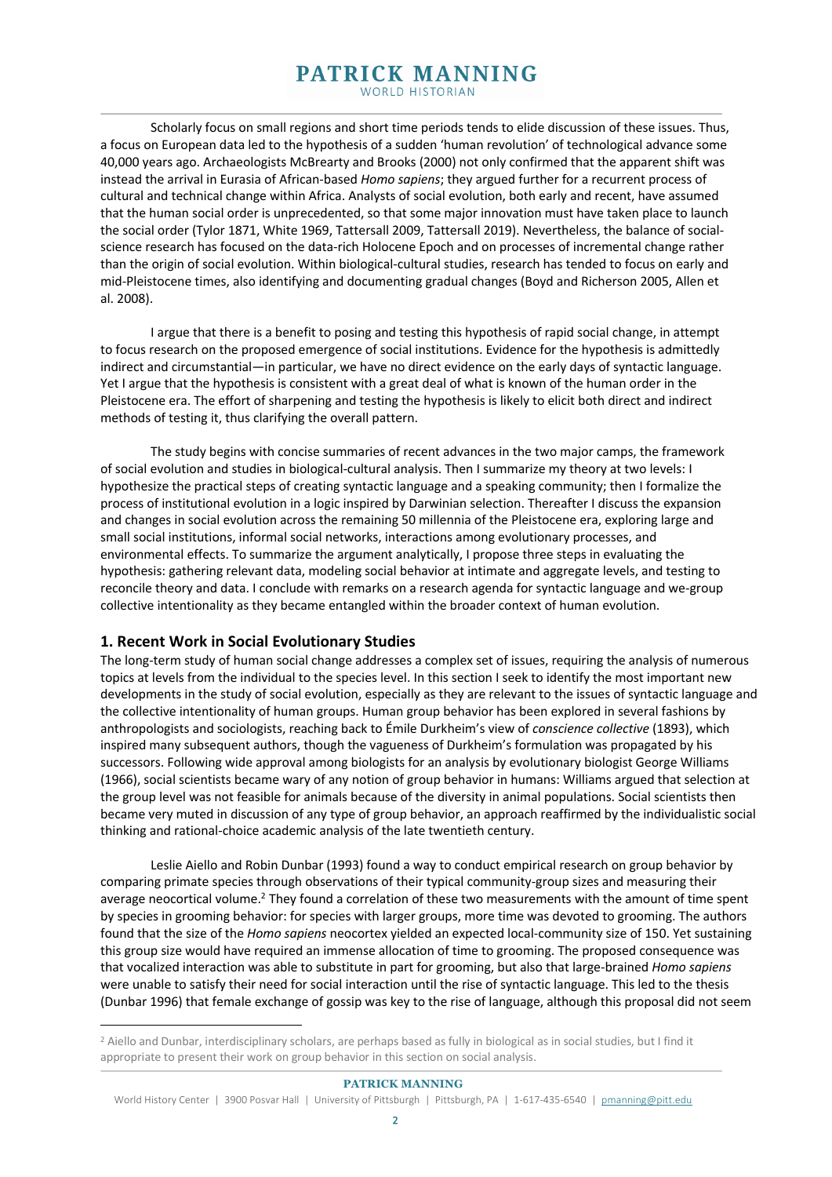Scholarly focus on small regions and short time periods tends to elide discussion of these issues. Thus, a focus on European data led to the hypothesis of a sudden 'human revolution' of technological advance some 40,000 years ago. Archaeologists McBrearty and Brooks (2000) not only confirmed that the apparent shift was instead the arrival in Eurasia of African-based *Homo sapiens*; they argued further for a recurrent process of cultural and technical change within Africa. Analysts of social evolution, both early and recent, have assumed that the human social order is unprecedented, so that some major innovation must have taken place to launch the social order (Tylor 1871, White 1969, Tattersall 2009, Tattersall 2019). Nevertheless, the balance of social-science research has focused on the data-rich Holocene Epoch and on processes of incremental change rather than the origin of social evolution. Within biological-cultural studies, research has tended to focus on early and mid-Pleistocene times, also identifying and documenting gradual changes (Boyd and Richerson 2005, Allen et al. 2008).

I argue that there is a benefit to posing and testing this hypothesis of rapid social change, in attempt to focus research on the proposed emergence of social institutions. Evidence for the hypothesis is admittedly indirect and circumstantial—in particular, we have no direct evidence on the early days of syntactic language. Yet I argue that the hypothesis is consistent with a great deal of what is known of the human order in the Pleistocene era. The effort of sharpening and testing the hypothesis is likely to elicit both direct and indirect methods of testing it, thus clarifying the overall pattern.

The study begins with concise summaries of recent advances in the two major camps, the framework of social evolution and studies in biological-cultural analysis. Then I summarize my theory at two levels: I hypothesize the practical steps of creating syntactic language and a speaking community; then I formalize the process of institutional evolution in a logic inspired by Darwinian selection. Thereafter I discuss the expansion and changes in social evolution across the remaining 50 millennia of the Pleistocene era, exploring large and small social institutions, informal social networks, interactions among evolutionary processes, and environmental effects. To summarize the argument analytically, I propose three steps in evaluating the hypothesis: gathering relevant data, modeling social behavior at intimate and aggregate levels, and testing to reconcile theory and data. I conclude with remarks on a research agenda for syntactic language and we-group collective intentionality as they became entangled within the broader context of human evolution.

## 1. Recent Work in Social Evolutionary Studies

The long-term study of human social change addresses a complex set of issues, requiring the analysis of numerous topics at levels from the individual to the species level. In this section I seek to identify the most important new developments in the study of social evolution, especially as they are relevant to the issues of syntactic language and the collective intentionality of human groups. Human group behavior has been explored in several fashions by anthropologists and sociologists, reaching back to Émile Durkheim's view of *conscience collective* (1893), which inspired many subsequent authors, though the vagueness of Durkheim's formulation was propagated by his successors. Following wide approval among biologists for an analysis by evolutionary biologist George Williams (1966), social scientists became wary of any notion of group behavior in humans: Williams argued that selection at the group level was not feasible for animals because of the diversity in animal populations. Social scientists then became very muted in discussion of any type of group behavior, an approach reaffirmed by the individualistic social thinking and rational-choice academic analysis of the late twentieth century.

Leslie Aiello and Robin Dunbar (1993) found a way to conduct empirical research on group behavior by comparing primate species through observations of their typical community-group sizes and measuring their average neocortical volume.[2] They found a correlation of these two measurements with the amount of time spent by species in grooming behavior: for species with larger groups, more time was devoted to grooming. The authors found that the size of the *Homo sapiens* neocortex yielded an expected local-community size of 150. Yet sustaining this group size would have required an immense allocation of time to grooming. The proposed consequence was that vocalized interaction was able to substitute in part for grooming, but also that large-brained *Homo sapiens* were unable to satisfy their need for social interaction until the rise of syntactic language. This led to the thesis (Dunbar 1996) that female exchange of gossip was key to the rise of language, although this proposal did not seem

[2] Aiello and Dunbar, interdisciplinary scholars, are perhaps based as fully in biological as in social studies, but I find it appropriate to present their work on group behavior in this section on social analysis.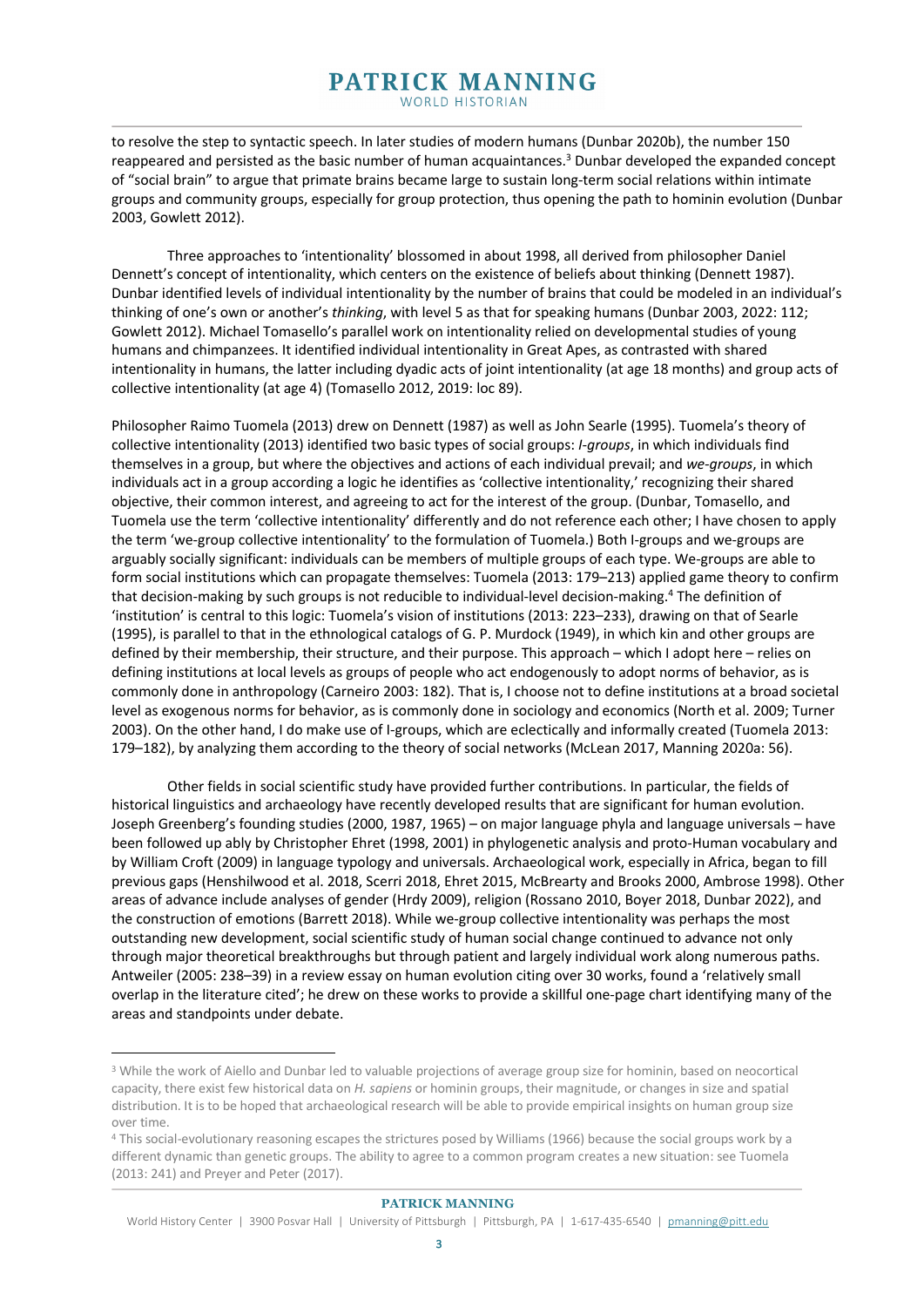to resolve the step to syntactic speech. In later studies of modern humans (Dunbar 2020b), the number 150 reappeared and persisted as the basic number of human acquaintances.[3] Dunbar developed the expanded concept of "social brain" to argue that primate brains became large to sustain long-term social relations within intimate groups and community groups, especially for group protection, thus opening the path to hominin evolution (Dunbar 2003, Gowlett 2012).

Three approaches to 'intentionality' blossomed in about 1998, all derived from philosopher Daniel Dennett's concept of intentionality, which centers on the existence of beliefs about thinking (Dennett 1987). Dunbar identified levels of individual intentionality by the number of brains that could be modeled in an individual's thinking of one's own or another's *thinking*, with level 5 as that for speaking humans (Dunbar 2003, 2022: 112; Gowlett 2012). Michael Tomasello's parallel work on intentionality relied on developmental studies of young humans and chimpanzees. It identified individual intentionality in Great Apes, as contrasted with shared intentionality in humans, the latter including dyadic acts of joint intentionality (at age 18 months) and group acts of collective intentionality (at age 4) (Tomasello 2012, 2019: loc 89).

Philosopher Raimo Tuomela (2013) drew on Dennett (1987) as well as John Searle (1995). Tuomela's theory of collective intentionality (2013) identified two basic types of social groups: *I-groups*, in which individuals find themselves in a group, but where the objectives and actions of each individual prevail; and *we-groups*, in which individuals act in a group according a logic he identifies as 'collective intentionality,' recognizing their shared objective, their common interest, and agreeing to act for the interest of the group. (Dunbar, Tomasello, and Tuomela use the term 'collective intentionality' differently and do not reference each other; I have chosen to apply the term 'we-group collective intentionality' to the formulation of Tuomela.) Both I-groups and we-groups are arguably socially significant: individuals can be members of multiple groups of each type. We-groups are able to form social institutions which can propagate themselves: Tuomela (2013: 179–213) applied game theory to confirm that decision-making by such groups is not reducible to individual-level decision-making.[4] The definition of 'institution' is central to this logic: Tuomela's vision of institutions (2013: 223–233), drawing on that of Searle (1995), is parallel to that in the ethnological catalogs of G. P. Murdock (1949), in which kin and other groups are defined by their membership, their structure, and their purpose. This approach – which I adopt here – relies on defining institutions at local levels as groups of people who act endogenously to adopt norms of behavior, as is commonly done in anthropology (Carneiro 2003: 182). That is, I choose not to define institutions at a broad societal level as exogenous norms for behavior, as is commonly done in sociology and economics (North et al. 2009; Turner 2003). On the other hand, I do make use of I-groups, which are eclectically and informally created (Tuomela 2013: 179–182), by analyzing them according to the theory of social networks (McLean 2017, Manning 2020a: 56).

Other fields in social scientific study have provided further contributions. In particular, the fields of historical linguistics and archaeology have recently developed results that are significant for human evolution. Joseph Greenberg's founding studies (2000, 1987, 1965) – on major language phyla and language universals – have been followed up ably by Christopher Ehret (1998, 2001) in phylogenetic analysis and proto-Human vocabulary and by William Croft (2009) in language typology and universals. Archaeological work, especially in Africa, began to fill previous gaps (Henshilwood et al. 2018, Scerri 2018, Ehret 2015, McBrearty and Brooks 2000, Ambrose 1998). Other areas of advance include analyses of gender (Hrdy 2009), religion (Rossano 2010, Boyer 2018, Dunbar 2022), and the construction of emotions (Barrett 2018). While we-group collective intentionality was perhaps the most outstanding new development, social scientific study of human social change continued to advance not only through major theoretical breakthroughs but through patient and largely individual work along numerous paths. Antweiler (2005: 238–39) in a review essay on human evolution citing over 30 works, found a 'relatively small overlap in the literature cited'; he drew on these works to provide a skillful one-page chart identifying many of the areas and standpoints under debate.

---

[3] While the work of Aiello and Dunbar led to valuable projections of average group size for hominin, based on neocortical capacity, there exist few historical data on *H. sapiens* or hominin groups, their magnitude, or changes in size and spatial distribution. It is to be hoped that archaeological research will be able to provide empirical insights on human group size over time.

[4] This social-evolutionary reasoning escapes the strictures posed by Williams (1966) because the social groups work by a different dynamic than genetic groups. The ability to agree to a common program creates a new situation: see Tuomela (2013: 241) and Preyer and Peter (2017).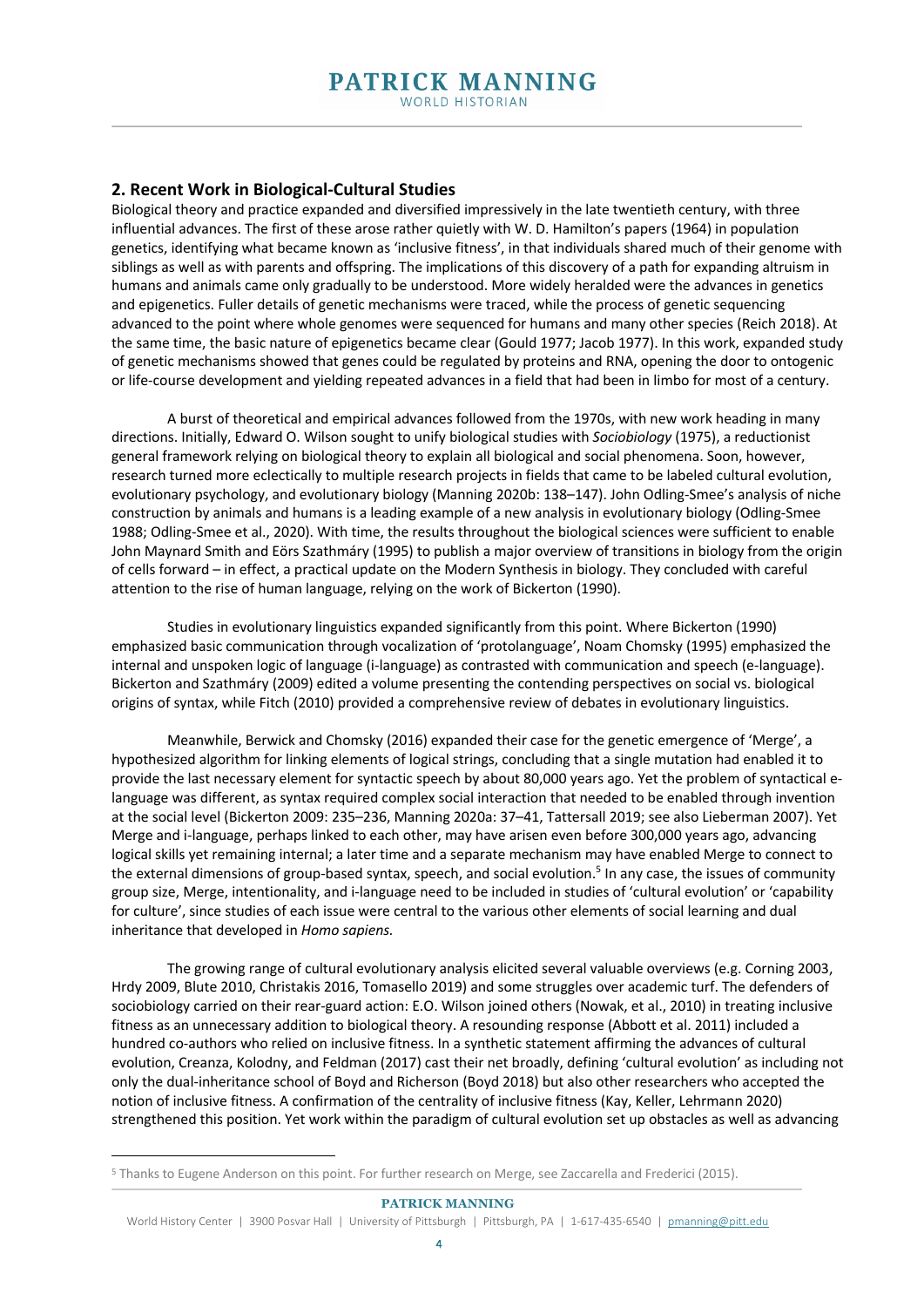## 2. Recent Work in Biological-Cultural Studies

Biological theory and practice expanded and diversified impressively in the late twentieth century, with three influential advances. The first of these arose rather quietly with W. D. Hamilton's papers (1964) in population genetics, identifying what became known as 'inclusive fitness', in that individuals shared much of their genome with siblings as well as with parents and offspring. The implications of this discovery of a path for expanding altruism in humans and animals came only gradually to be understood. More widely heralded were the advances in genetics and epigenetics. Fuller details of genetic mechanisms were traced, while the process of genetic sequencing advanced to the point where whole genomes were sequenced for humans and many other species (Reich 2018). At the same time, the basic nature of epigenetics became clear (Gould 1977; Jacob 1977). In this work, expanded study of genetic mechanisms showed that genes could be regulated by proteins and RNA, opening the door to ontogenic or life-course development and yielding repeated advances in a field that had been in limbo for most of a century.

A burst of theoretical and empirical advances followed from the 1970s, with new work heading in many directions. Initially, Edward O. Wilson sought to unify biological studies with *Sociobiology* (1975), a reductionist general framework relying on biological theory to explain all biological and social phenomena. Soon, however, research turned more eclectically to multiple research projects in fields that came to be labeled cultural evolution, evolutionary psychology, and evolutionary biology (Manning 2020b: 138–147). John Odling-Smee's analysis of niche construction by animals and humans is a leading example of a new analysis in evolutionary biology (Odling-Smee 1988; Odling-Smee et al., 2020). With time, the results throughout the biological sciences were sufficient to enable John Maynard Smith and Eörs Szathmáry (1995) to publish a major overview of transitions in biology from the origin of cells forward – in effect, a practical update on the Modern Synthesis in biology. They concluded with careful attention to the rise of human language, relying on the work of Bickerton (1990).

Studies in evolutionary linguistics expanded significantly from this point. Where Bickerton (1990) emphasized basic communication through vocalization of 'protolanguage', Noam Chomsky (1995) emphasized the internal and unspoken logic of language (i-language) as contrasted with communication and speech (e-language). Bickerton and Szathmáry (2009) edited a volume presenting the contending perspectives on social vs. biological origins of syntax, while Fitch (2010) provided a comprehensive review of debates in evolutionary linguistics.

Meanwhile, Berwick and Chomsky (2016) expanded their case for the genetic emergence of 'Merge', a hypothesized algorithm for linking elements of logical strings, concluding that a single mutation had enabled it to provide the last necessary element for syntactic speech by about 80,000 years ago. Yet the problem of syntactical e-language was different, as syntax required complex social interaction that needed to be enabled through invention at the social level (Bickerton 2009: 235–236, Manning 2020a: 37–41, Tattersall 2019; see also Lieberman 2007). Yet Merge and i-language, perhaps linked to each other, may have arisen even before 300,000 years ago, advancing logical skills yet remaining internal; a later time and a separate mechanism may have enabled Merge to connect to the external dimensions of group-based syntax, speech, and social evolution.[5] In any case, the issues of community group size, Merge, intentionality, and i-language need to be included in studies of 'cultural evolution' or 'capability for culture', since studies of each issue were central to the various other elements of social learning and dual inheritance that developed in *Homo sapiens.*

The growing range of cultural evolutionary analysis elicited several valuable overviews (e.g. Corning 2003, Hrdy 2009, Blute 2010, Christakis 2016, Tomasello 2019) and some struggles over academic turf. The defenders of sociobiology carried on their rear-guard action: E.O. Wilson joined others (Nowak, et al., 2010) in treating inclusive fitness as an unnecessary addition to biological theory. A resounding response (Abbott et al. 2011) included a hundred co-authors who relied on inclusive fitness. In a synthetic statement affirming the advances of cultural evolution, Creanza, Kolodny, and Feldman (2017) cast their net broadly, defining 'cultural evolution' as including not only the dual-inheritance school of Boyd and Richerson (Boyd 2018) but also other researchers who accepted the notion of inclusive fitness. A confirmation of the centrality of inclusive fitness (Kay, Keller, Lehrmann 2020) strengthened this position. Yet work within the paradigm of cultural evolution set up obstacles as well as advancing

[5] Thanks to Eugene Anderson on this point. For further research on Merge, see Zaccarella and Frederici (2015).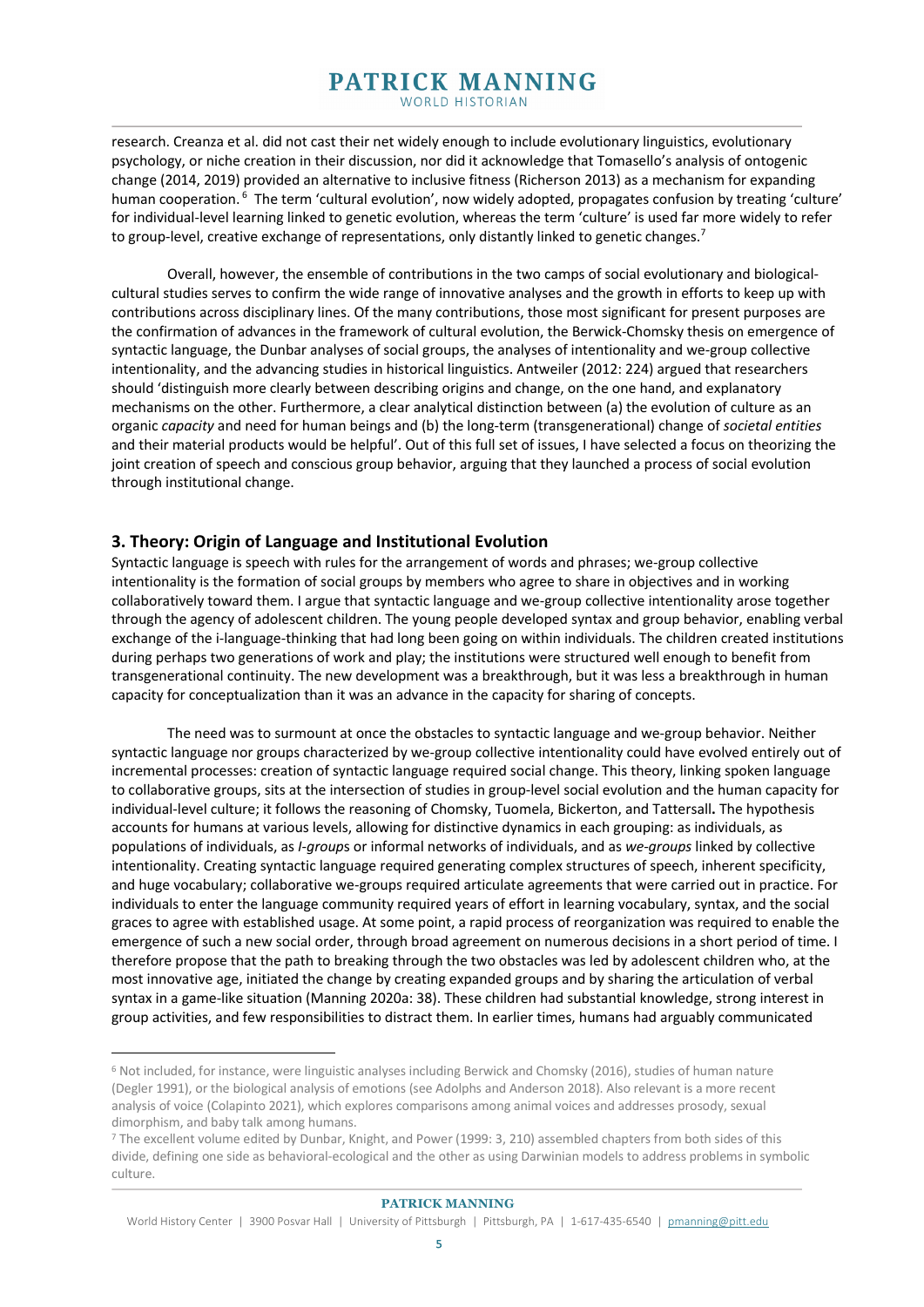research. Creanza et al. did not cast their net widely enough to include evolutionary linguistics, evolutionary psychology, or niche creation in their discussion, nor did it acknowledge that Tomasello's analysis of ontogenic change (2014, 2019) provided an alternative to inclusive fitness (Richerson 2013) as a mechanism for expanding human cooperation. [6] The term 'cultural evolution', now widely adopted, propagates confusion by treating 'culture' for individual-level learning linked to genetic evolution, whereas the term 'culture' is used far more widely to refer to group-level, creative exchange of representations, only distantly linked to genetic changes.[7]

Overall, however, the ensemble of contributions in the two camps of social evolutionary and biological-cultural studies serves to confirm the wide range of innovative analyses and the growth in efforts to keep up with contributions across disciplinary lines. Of the many contributions, those most significant for present purposes are the confirmation of advances in the framework of cultural evolution, the Berwick-Chomsky thesis on emergence of syntactic language, the Dunbar analyses of social groups, the analyses of intentionality and we-group collective intentionality, and the advancing studies in historical linguistics. Antweiler (2012: 224) argued that researchers should 'distinguish more clearly between describing origins and change, on the one hand, and explanatory mechanisms on the other. Furthermore, a clear analytical distinction between (a) the evolution of culture as an organic *capacity* and need for human beings and (b) the long-term (transgenerational) change of *societal entities* and their material products would be helpful'. Out of this full set of issues, I have selected a focus on theorizing the joint creation of speech and conscious group behavior, arguing that they launched a process of social evolution through institutional change.

## 3. Theory: Origin of Language and Institutional Evolution

Syntactic language is speech with rules for the arrangement of words and phrases; we-group collective intentionality is the formation of social groups by members who agree to share in objectives and in working collaboratively toward them. I argue that syntactic language and we-group collective intentionality arose together through the agency of adolescent children. The young people developed syntax and group behavior, enabling verbal exchange of the i-language-thinking that had long been going on within individuals. The children created institutions during perhaps two generations of work and play; the institutions were structured well enough to benefit from transgenerational continuity. The new development was a breakthrough, but it was less a breakthrough in human capacity for conceptualization than it was an advance in the capacity for sharing of concepts.

The need was to surmount at once the obstacles to syntactic language and we-group behavior. Neither syntactic language nor groups characterized by we-group collective intentionality could have evolved entirely out of incremental processes: creation of syntactic language required social change. This theory, linking spoken language to collaborative groups, sits at the intersection of studies in group-level social evolution and the human capacity for individual-level culture; it follows the reasoning of Chomsky, Tuomela, Bickerton, and Tattersall**.** The hypothesis accounts for humans at various levels, allowing for distinctive dynamics in each grouping: as individuals, as populations of individuals, as *I-group*s or informal networks of individuals, and as *we-groups* linked by collective intentionality. Creating syntactic language required generating complex structures of speech, inherent specificity, and huge vocabulary; collaborative we-groups required articulate agreements that were carried out in practice. For individuals to enter the language community required years of effort in learning vocabulary, syntax, and the social graces to agree with established usage. At some point, a rapid process of reorganization was required to enable the emergence of such a new social order, through broad agreement on numerous decisions in a short period of time. I therefore propose that the path to breaking through the two obstacles was led by adolescent children who, at the most innovative age, initiated the change by creating expanded groups and by sharing the articulation of verbal syntax in a game-like situation (Manning 2020a: 38). These children had substantial knowledge, strong interest in group activities, and few responsibilities to distract them. In earlier times, humans had arguably communicated

---

[6] Not included, for instance, were linguistic analyses including Berwick and Chomsky (2016), studies of human nature (Degler 1991), or the biological analysis of emotions (see Adolphs and Anderson 2018). Also relevant is a more recent analysis of voice (Colapinto 2021), which explores comparisons among animal voices and addresses prosody, sexual dimorphism, and baby talk among humans.

[7] The excellent volume edited by Dunbar, Knight, and Power (1999: 3, 210) assembled chapters from both sides of this divide, defining one side as behavioral-ecological and the other as using Darwinian models to address problems in symbolic culture.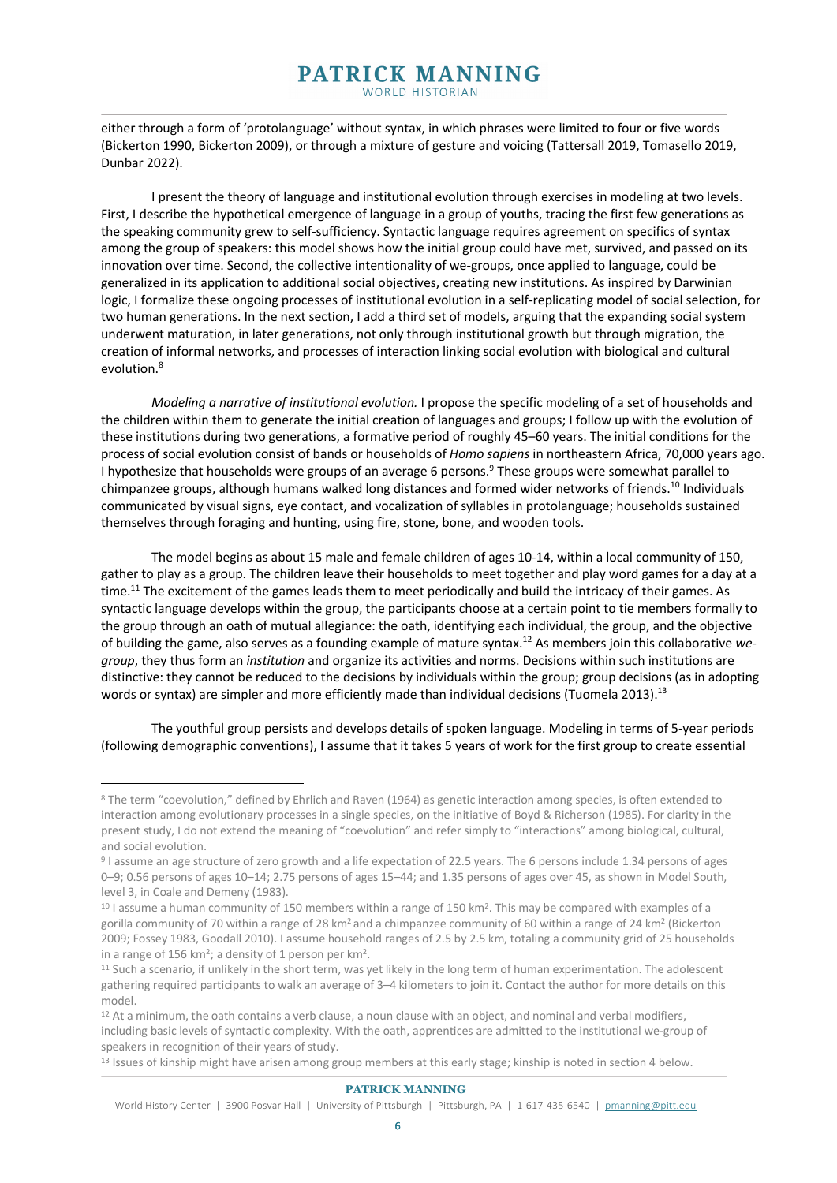either through a form of 'protolanguage' without syntax, in which phrases were limited to four or five words (Bickerton 1990, Bickerton 2009), or through a mixture of gesture and voicing (Tattersall 2019, Tomasello 2019, Dunbar 2022).

I present the theory of language and institutional evolution through exercises in modeling at two levels. First, I describe the hypothetical emergence of language in a group of youths, tracing the first few generations as the speaking community grew to self-sufficiency. Syntactic language requires agreement on specifics of syntax among the group of speakers: this model shows how the initial group could have met, survived, and passed on its innovation over time. Second, the collective intentionality of we-groups, once applied to language, could be generalized in its application to additional social objectives, creating new institutions. As inspired by Darwinian logic, I formalize these ongoing processes of institutional evolution in a self-replicating model of social selection, for two human generations. In the next section, I add a third set of models, arguing that the expanding social system underwent maturation, in later generations, not only through institutional growth but through migration, the creation of informal networks, and processes of interaction linking social evolution with biological and cultural evolution.[8]

*Modeling a narrative of institutional evolution.* I propose the specific modeling of a set of households and the children within them to generate the initial creation of languages and groups; I follow up with the evolution of these institutions during two generations, a formative period of roughly 45–60 years. The initial conditions for the process of social evolution consist of bands or households of *Homo sapiens* in northeastern Africa, 70,000 years ago. I hypothesize that households were groups of an average 6 persons.[9] These groups were somewhat parallel to chimpanzee groups, although humans walked long distances and formed wider networks of friends.[10] Individuals communicated by visual signs, eye contact, and vocalization of syllables in protolanguage; households sustained themselves through foraging and hunting, using fire, stone, bone, and wooden tools.

The model begins as about 15 male and female children of ages 10-14, within a local community of 150, gather to play as a group. The children leave their households to meet together and play word games for a day at a time.[11] The excitement of the games leads them to meet periodically and build the intricacy of their games. As syntactic language develops within the group, the participants choose at a certain point to tie members formally to the group through an oath of mutual allegiance: the oath, identifying each individual, the group, and the objective of building the game, also serves as a founding example of mature syntax.[12] As members join this collaborative *we-group*, they thus form an *institution* and organize its activities and norms. Decisions within such institutions are distinctive: they cannot be reduced to the decisions by individuals within the group; group decisions (as in adopting words or syntax) are simpler and more efficiently made than individual decisions (Tuomela 2013).[13]

The youthful group persists and develops details of spoken language. Modeling in terms of 5-year periods (following demographic conventions), I assume that it takes 5 years of work for the first group to create essential

---

[8] The term "coevolution," defined by Ehrlich and Raven (1964) as genetic interaction among species, is often extended to interaction among evolutionary processes in a single species, on the initiative of Boyd & Richerson (1985). For clarity in the present study, I do not extend the meaning of "coevolution" and refer simply to "interactions" among biological, cultural, and social evolution.

[9] I assume an age structure of zero growth and a life expectation of 22.5 years. The 6 persons include 1.34 persons of ages 0–9; 0.56 persons of ages 10–14; 2.75 persons of ages 15–44; and 1.35 persons of ages over 45, as shown in Model South, level 3, in Coale and Demeny (1983).

[10] I assume a human community of 150 members within a range of 150 km$^2$. This may be compared with examples of a gorilla community of 70 within a range of 28 km$^2$ and a chimpanzee community of 60 within a range of 24 km$^2$ (Bickerton 2009; Fossey 1983, Goodall 2010). I assume household ranges of 2.5 by 2.5 km, totaling a community grid of 25 households in a range of 156 km$^2$; a density of 1 person per km$^2$.

[11] Such a scenario, if unlikely in the short term, was yet likely in the long term of human experimentation. The adolescent gathering required participants to walk an average of 3–4 kilometers to join it. Contact the author for more details on this model.

[12] At a minimum, the oath contains a verb clause, a noun clause with an object, and nominal and verbal modifiers, including basic levels of syntactic complexity. With the oath, apprentices are admitted to the institutional we-group of speakers in recognition of their years of study.

[13] Issues of kinship might have arisen among group members at this early stage; kinship is noted in section 4 below.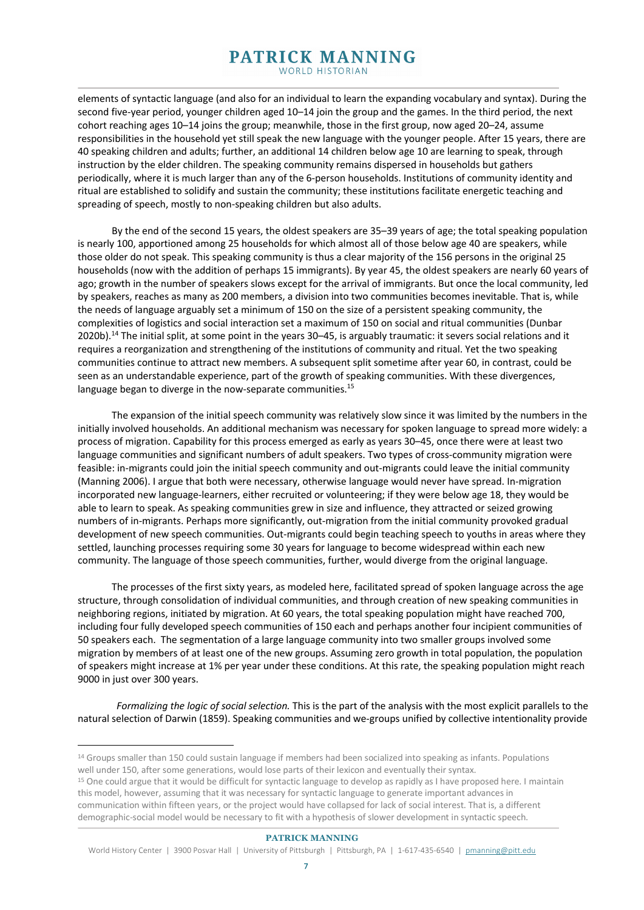elements of syntactic language (and also for an individual to learn the expanding vocabulary and syntax). During the second five-year period, younger children aged 10–14 join the group and the games. In the third period, the next cohort reaching ages 10–14 joins the group; meanwhile, those in the first group, now aged 20–24, assume responsibilities in the household yet still speak the new language with the younger people. After 15 years, there are 40 speaking children and adults; further, an additional 14 children below age 10 are learning to speak, through instruction by the elder children. The speaking community remains dispersed in households but gathers periodically, where it is much larger than any of the 6-person households. Institutions of community identity and ritual are established to solidify and sustain the community; these institutions facilitate energetic teaching and spreading of speech, mostly to non-speaking children but also adults.

By the end of the second 15 years, the oldest speakers are 35–39 years of age; the total speaking population is nearly 100, apportioned among 25 households for which almost all of those below age 40 are speakers, while those older do not speak. This speaking community is thus a clear majority of the 156 persons in the original 25 households (now with the addition of perhaps 15 immigrants). By year 45, the oldest speakers are nearly 60 years of ago; growth in the number of speakers slows except for the arrival of immigrants. But once the local community, led by speakers, reaches as many as 200 members, a division into two communities becomes inevitable. That is, while the needs of language arguably set a minimum of 150 on the size of a persistent speaking community, the complexities of logistics and social interaction set a maximum of 150 on social and ritual communities (Dunbar 2020b).[14] The initial split, at some point in the years 30–45, is arguably traumatic: it severs social relations and it requires a reorganization and strengthening of the institutions of community and ritual. Yet the two speaking communities continue to attract new members. A subsequent split sometime after year 60, in contrast, could be seen as an understandable experience, part of the growth of speaking communities. With these divergences, language began to diverge in the now-separate communities.[15]

The expansion of the initial speech community was relatively slow since it was limited by the numbers in the initially involved households. An additional mechanism was necessary for spoken language to spread more widely: a process of migration. Capability for this process emerged as early as years 30–45, once there were at least two language communities and significant numbers of adult speakers. Two types of cross-community migration were feasible: in-migrants could join the initial speech community and out-migrants could leave the initial community (Manning 2006). I argue that both were necessary, otherwise language would never have spread. In-migration incorporated new language-learners, either recruited or volunteering; if they were below age 18, they would be able to learn to speak. As speaking communities grew in size and influence, they attracted or seized growing numbers of in-migrants. Perhaps more significantly, out-migration from the initial community provoked gradual development of new speech communities. Out-migrants could begin teaching speech to youths in areas where they settled, launching processes requiring some 30 years for language to become widespread within each new community. The language of those speech communities, further, would diverge from the original language.

The processes of the first sixty years, as modeled here, facilitated spread of spoken language across the age structure, through consolidation of individual communities, and through creation of new speaking communities in neighboring regions, initiated by migration. At 60 years, the total speaking population might have reached 700, including four fully developed speech communities of 150 each and perhaps another four incipient communities of 50 speakers each. The segmentation of a large language community into two smaller groups involved some migration by members of at least one of the new groups. Assuming zero growth in total population, the population of speakers might increase at 1% per year under these conditions. At this rate, the speaking population might reach 9000 in just over 300 years.

*Formalizing the logic of social selection.* This is the part of the analysis with the most explicit parallels to the natural selection of Darwin (1859). Speaking communities and we-groups unified by collective intentionality provide

---

[14] Groups smaller than 150 could sustain language if members had been socialized into speaking as infants. Populations well under 150, after some generations, would lose parts of their lexicon and eventually their syntax.

[15] One could argue that it would be difficult for syntactic language to develop as rapidly as I have proposed here. I maintain this model, however, assuming that it was necessary for syntactic language to generate important advances in communication within fifteen years, or the project would have collapsed for lack of social interest. That is, a different demographic-social model would be necessary to fit with a hypothesis of slower development in syntactic speech.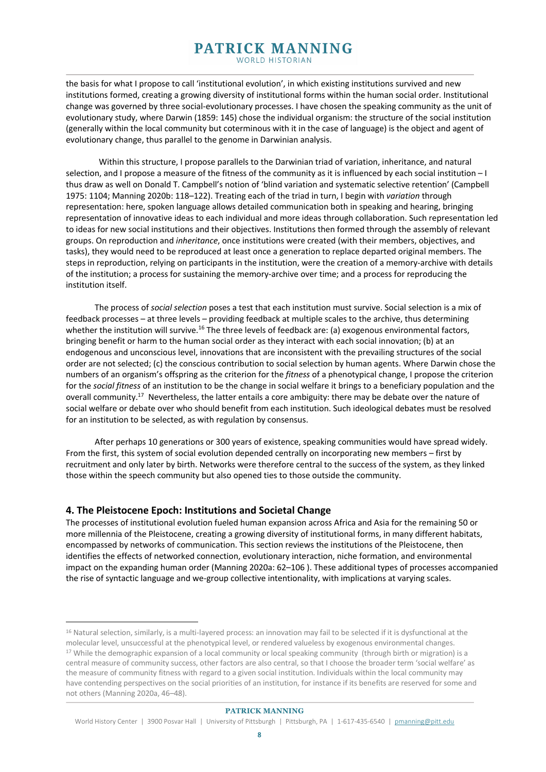the basis for what I propose to call 'institutional evolution', in which existing institutions survived and new institutions formed, creating a growing diversity of institutional forms within the human social order. Institutional change was governed by three social-evolutionary processes. I have chosen the speaking community as the unit of evolutionary study, where Darwin (1859: 145) chose the individual organism: the structure of the social institution (generally within the local community but coterminous with it in the case of language) is the object and agent of evolutionary change, thus parallel to the genome in Darwinian analysis.

Within this structure, I propose parallels to the Darwinian triad of variation, inheritance, and natural selection, and I propose a measure of the fitness of the community as it is influenced by each social institution – I thus draw as well on Donald T. Campbell's notion of 'blind variation and systematic selective retention' (Campbell 1975: 1104; Manning 2020b: 118–122). Treating each of the triad in turn, I begin with *variation* through representation: here, spoken language allows detailed communication both in speaking and hearing, bringing representation of innovative ideas to each individual and more ideas through collaboration. Such representation led to ideas for new social institutions and their objectives. Institutions then formed through the assembly of relevant groups. On reproduction and *inheritance*, once institutions were created (with their members, objectives, and tasks), they would need to be reproduced at least once a generation to replace departed original members. The steps in reproduction, relying on participants in the institution, were the creation of a memory-archive with details of the institution; a process for sustaining the memory-archive over time; and a process for reproducing the institution itself.

The process of *social selection* poses a test that each institution must survive. Social selection is a mix of feedback processes – at three levels – providing feedback at multiple scales to the archive, thus determining whether the institution will survive.[16] The three levels of feedback are: (a) exogenous environmental factors, bringing benefit or harm to the human social order as they interact with each social innovation; (b) at an endogenous and unconscious level, innovations that are inconsistent with the prevailing structures of the social order are not selected; (c) the conscious contribution to social selection by human agents. Where Darwin chose the numbers of an organism's offspring as the criterion for the *fitness* of a phenotypical change, I propose the criterion for the *social fitness* of an institution to be the change in social welfare it brings to a beneficiary population and the overall community.[17] Nevertheless, the latter entails a core ambiguity: there may be debate over the nature of social welfare or debate over who should benefit from each institution. Such ideological debates must be resolved for an institution to be selected, as with regulation by consensus.

After perhaps 10 generations or 300 years of existence, speaking communities would have spread widely. From the first, this system of social evolution depended centrally on incorporating new members – first by recruitment and only later by birth. Networks were therefore central to the success of the system, as they linked those within the speech community but also opened ties to those outside the community.

## 4. The Pleistocene Epoch: Institutions and Societal Change

The processes of institutional evolution fueled human expansion across Africa and Asia for the remaining 50 or more millennia of the Pleistocene, creating a growing diversity of institutional forms, in many different habitats, encompassed by networks of communication. This section reviews the institutions of the Pleistocene, then identifies the effects of networked connection, evolutionary interaction, niche formation, and environmental impact on the expanding human order (Manning 2020a: 62–106 ). These additional types of processes accompanied the rise of syntactic language and we-group collective intentionality, with implications at varying scales.

---

[16] Natural selection, similarly, is a multi-layered process: an innovation may fail to be selected if it is dysfunctional at the molecular level, unsuccessful at the phenotypical level, or rendered valueless by exogenous environmental changes.

[17] While the demographic expansion of a local community or local speaking community (through birth or migration) is a central measure of community success, other factors are also central, so that I choose the broader term 'social welfare' as the measure of community fitness with regard to a given social institution. Individuals within the local community may have contending perspectives on the social priorities of an institution, for instance if its benefits are reserved for some and not others (Manning 2020a, 46–48).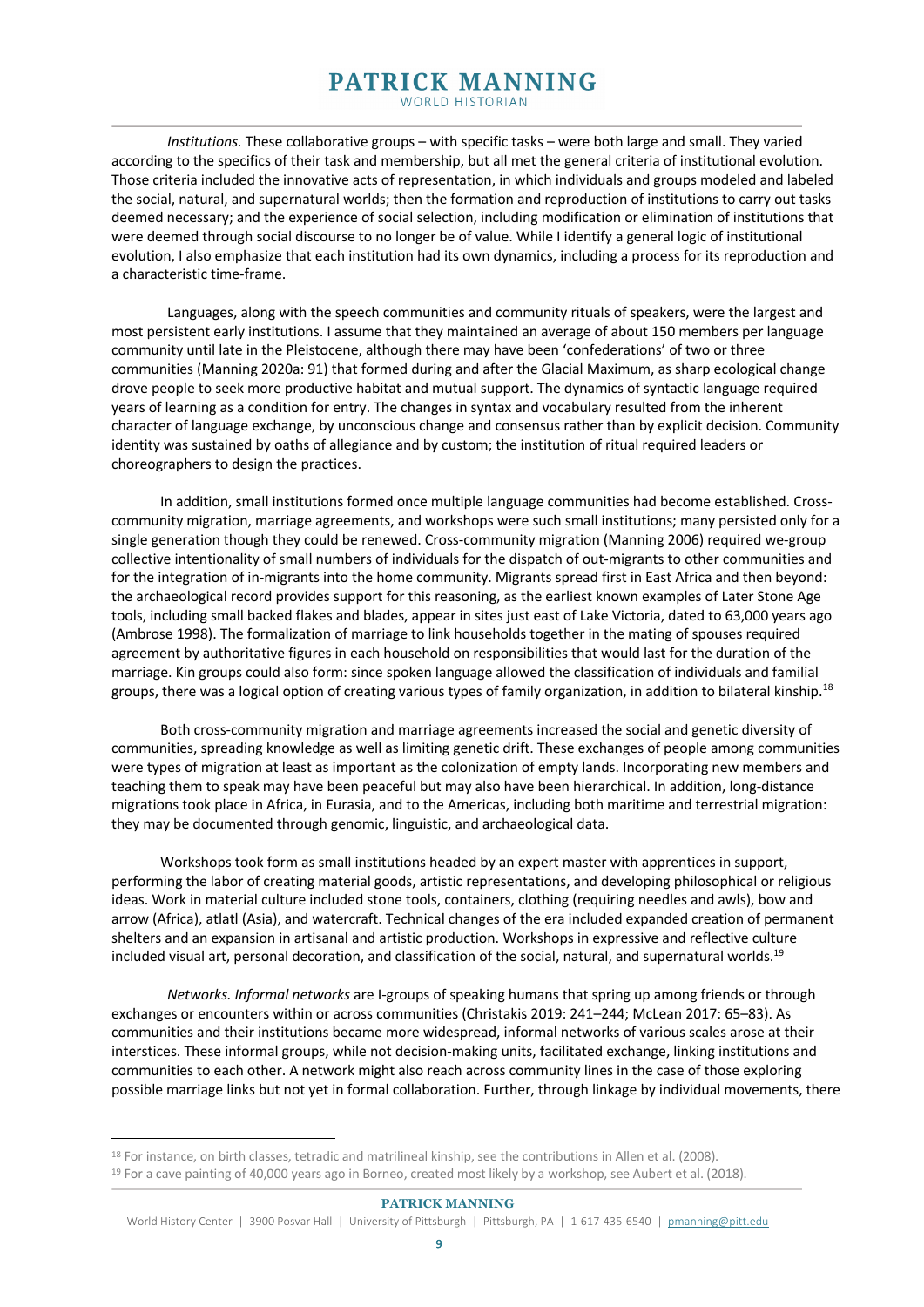*Institutions.* These collaborative groups – with specific tasks – were both large and small. They varied according to the specifics of their task and membership, but all met the general criteria of institutional evolution. Those criteria included the innovative acts of representation, in which individuals and groups modeled and labeled the social, natural, and supernatural worlds; then the formation and reproduction of institutions to carry out tasks deemed necessary; and the experience of social selection, including modification or elimination of institutions that were deemed through social discourse to no longer be of value. While I identify a general logic of institutional evolution, I also emphasize that each institution had its own dynamics, including a process for its reproduction and a characteristic time-frame.

Languages, along with the speech communities and community rituals of speakers, were the largest and most persistent early institutions. I assume that they maintained an average of about 150 members per language community until late in the Pleistocene, although there may have been 'confederations' of two or three communities (Manning 2020a: 91) that formed during and after the Glacial Maximum, as sharp ecological change drove people to seek more productive habitat and mutual support. The dynamics of syntactic language required years of learning as a condition for entry. The changes in syntax and vocabulary resulted from the inherent character of language exchange, by unconscious change and consensus rather than by explicit decision. Community identity was sustained by oaths of allegiance and by custom; the institution of ritual required leaders or choreographers to design the practices.

In addition, small institutions formed once multiple language communities had become established. Cross-community migration, marriage agreements, and workshops were such small institutions; many persisted only for a single generation though they could be renewed. Cross-community migration (Manning 2006) required we-group collective intentionality of small numbers of individuals for the dispatch of out-migrants to other communities and for the integration of in-migrants into the home community. Migrants spread first in East Africa and then beyond: the archaeological record provides support for this reasoning, as the earliest known examples of Later Stone Age tools, including small backed flakes and blades, appear in sites just east of Lake Victoria, dated to 63,000 years ago (Ambrose 1998). The formalization of marriage to link households together in the mating of spouses required agreement by authoritative figures in each household on responsibilities that would last for the duration of the marriage. Kin groups could also form: since spoken language allowed the classification of individuals and familial groups, there was a logical option of creating various types of family organization, in addition to bilateral kinship.[18]

Both cross-community migration and marriage agreements increased the social and genetic diversity of communities, spreading knowledge as well as limiting genetic drift. These exchanges of people among communities were types of migration at least as important as the colonization of empty lands. Incorporating new members and teaching them to speak may have been peaceful but may also have been hierarchical. In addition, long-distance migrations took place in Africa, in Eurasia, and to the Americas, including both maritime and terrestrial migration: they may be documented through genomic, linguistic, and archaeological data.

Workshops took form as small institutions headed by an expert master with apprentices in support, performing the labor of creating material goods, artistic representations, and developing philosophical or religious ideas. Work in material culture included stone tools, containers, clothing (requiring needles and awls), bow and arrow (Africa), atlatl (Asia), and watercraft. Technical changes of the era included expanded creation of permanent shelters and an expansion in artisanal and artistic production. Workshops in expressive and reflective culture included visual art, personal decoration, and classification of the social, natural, and supernatural worlds.[19]

*Networks. Informal networks* are I-groups of speaking humans that spring up among friends or through exchanges or encounters within or across communities (Christakis 2019: 241–244; McLean 2017: 65–83). As communities and their institutions became more widespread, informal networks of various scales arose at their interstices. These informal groups, while not decision-making units, facilitated exchange, linking institutions and communities to each other. A network might also reach across community lines in the case of those exploring possible marriage links but not yet in formal collaboration. Further, through linkage by individual movements, there

---

[18] For instance, on birth classes, tetradic and matrilineal kinship, see the contributions in Allen et al. (2008).

[19] For a cave painting of 40,000 years ago in Borneo, created most likely by a workshop, see Aubert et al. (2018).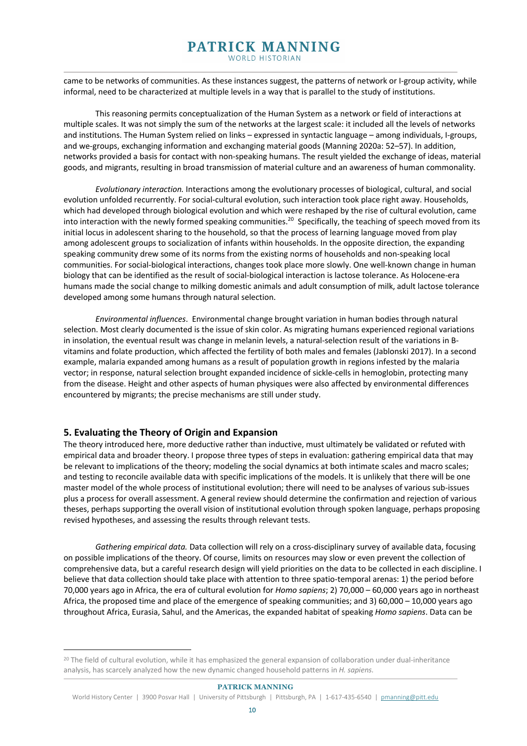came to be networks of communities. As these instances suggest, the patterns of network or I-group activity, while informal, need to be characterized at multiple levels in a way that is parallel to the study of institutions.

This reasoning permits conceptualization of the Human System as a network or field of interactions at multiple scales. It was not simply the sum of the networks at the largest scale: it included all the levels of networks and institutions. The Human System relied on links – expressed in syntactic language – among individuals, I-groups, and we-groups, exchanging information and exchanging material goods (Manning 2020a: 52–57). In addition, networks provided a basis for contact with non-speaking humans. The result yielded the exchange of ideas, material goods, and migrants, resulting in broad transmission of material culture and an awareness of human commonality.

*Evolutionary interaction.* Interactions among the evolutionary processes of biological, cultural, and social evolution unfolded recurrently. For social-cultural evolution, such interaction took place right away. Households, which had developed through biological evolution and which were reshaped by the rise of cultural evolution, came into interaction with the newly formed speaking communities.[20] Specifically, the teaching of speech moved from its initial locus in adolescent sharing to the household, so that the process of learning language moved from play among adolescent groups to socialization of infants within households. In the opposite direction, the expanding speaking community drew some of its norms from the existing norms of households and non-speaking local communities. For social-biological interactions, changes took place more slowly. One well-known change in human biology that can be identified as the result of social-biological interaction is lactose tolerance. As Holocene-era humans made the social change to milking domestic animals and adult consumption of milk, adult lactose tolerance developed among some humans through natural selection.

*Environmental influences*. Environmental change brought variation in human bodies through natural selection. Most clearly documented is the issue of skin color. As migrating humans experienced regional variations in insolation, the eventual result was change in melanin levels, a natural-selection result of the variations in B-vitamins and folate production, which affected the fertility of both males and females (Jablonski 2017). In a second example, malaria expanded among humans as a result of population growth in regions infested by the malaria vector; in response, natural selection brought expanded incidence of sickle-cells in hemoglobin, protecting many from the disease. Height and other aspects of human physiques were also affected by environmental differences encountered by migrants; the precise mechanisms are still under study.

## 5. Evaluating the Theory of Origin and Expansion

The theory introduced here, more deductive rather than inductive, must ultimately be validated or refuted with empirical data and broader theory. I propose three types of steps in evaluation: gathering empirical data that may be relevant to implications of the theory; modeling the social dynamics at both intimate scales and macro scales; and testing to reconcile available data with specific implications of the models. It is unlikely that there will be one master model of the whole process of institutional evolution; there will need to be analyses of various sub-issues plus a process for overall assessment. A general review should determine the confirmation and rejection of various theses, perhaps supporting the overall vision of institutional evolution through spoken language, perhaps proposing revised hypotheses, and assessing the results through relevant tests.

*Gathering empirical data.* Data collection will rely on a cross-disciplinary survey of available data, focusing on possible implications of the theory. Of course, limits on resources may slow or even prevent the collection of comprehensive data, but a careful research design will yield priorities on the data to be collected in each discipline. I believe that data collection should take place with attention to three spatio-temporal arenas: 1) the period before 70,000 years ago in Africa, the era of cultural evolution for *Homo sapiens*; 2) 70,000 – 60,000 years ago in northeast Africa, the proposed time and place of the emergence of speaking communities; and 3) 60,000 – 10,000 years ago throughout Africa, Eurasia, Sahul, and the Americas, the expanded habitat of speaking *Homo sapiens*. Data can be

[20] The field of cultural evolution, while it has emphasized the general expansion of collaboration under dual-inheritance analysis, has scarcely analyzed how the new dynamic changed household patterns in *H. sapiens.*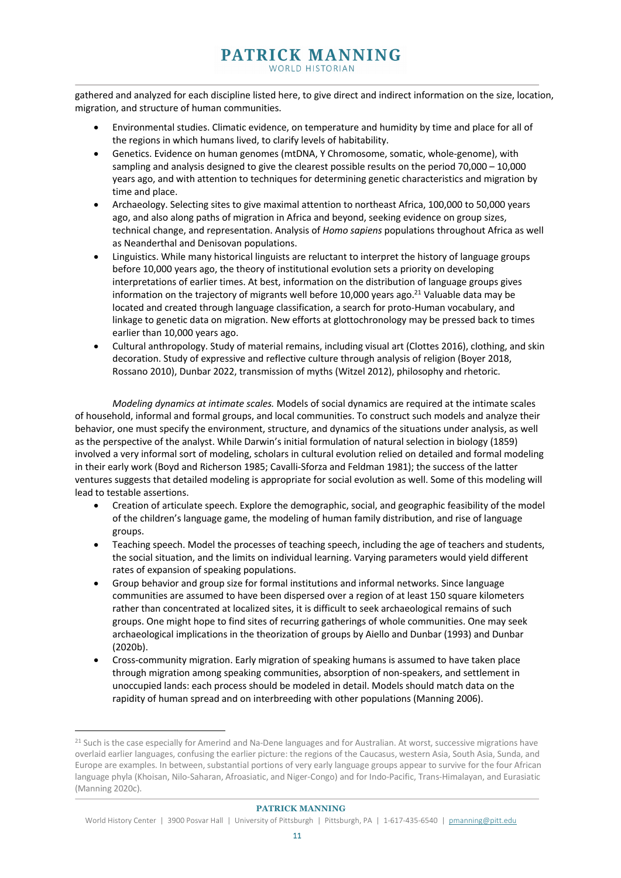gathered and analyzed for each discipline listed here, to give direct and indirect information on the size, location, migration, and structure of human communities.

- Environmental studies. Climatic evidence, on temperature and humidity by time and place for all of the regions in which humans lived, to clarify levels of habitability.
- Genetics. Evidence on human genomes (mtDNA, Y Chromosome, somatic, whole-genome), with sampling and analysis designed to give the clearest possible results on the period 70,000 – 10,000 years ago, and with attention to techniques for determining genetic characteristics and migration by time and place.
- Archaeology. Selecting sites to give maximal attention to northeast Africa, 100,000 to 50,000 years ago, and also along paths of migration in Africa and beyond, seeking evidence on group sizes, technical change, and representation. Analysis of *Homo sapiens* populations throughout Africa as well as Neanderthal and Denisovan populations.
- Linguistics. While many historical linguists are reluctant to interpret the history of language groups before 10,000 years ago, the theory of institutional evolution sets a priority on developing interpretations of earlier times. At best, information on the distribution of language groups gives information on the trajectory of migrants well before 10,000 years ago.[21] Valuable data may be located and created through language classification, a search for proto-Human vocabulary, and linkage to genetic data on migration. New efforts at glottochronology may be pressed back to times earlier than 10,000 years ago.
- Cultural anthropology. Study of material remains, including visual art (Clottes 2016), clothing, and skin decoration. Study of expressive and reflective culture through analysis of religion (Boyer 2018, Rossano 2010), Dunbar 2022, transmission of myths (Witzel 2012), philosophy and rhetoric.

*Modeling dynamics at intimate scales.* Models of social dynamics are required at the intimate scales of household, informal and formal groups, and local communities. To construct such models and analyze their behavior, one must specify the environment, structure, and dynamics of the situations under analysis, as well as the perspective of the analyst. While Darwin's initial formulation of natural selection in biology (1859) involved a very informal sort of modeling, scholars in cultural evolution relied on detailed and formal modeling in their early work (Boyd and Richerson 1985; Cavalli-Sforza and Feldman 1981); the success of the latter ventures suggests that detailed modeling is appropriate for social evolution as well. Some of this modeling will lead to testable assertions.

- Creation of articulate speech. Explore the demographic, social, and geographic feasibility of the model of the children's language game, the modeling of human family distribution, and rise of language groups.
- Teaching speech. Model the processes of teaching speech, including the age of teachers and students, the social situation, and the limits on individual learning. Varying parameters would yield different rates of expansion of speaking populations.
- Group behavior and group size for formal institutions and informal networks. Since language communities are assumed to have been dispersed over a region of at least 150 square kilometers rather than concentrated at localized sites, it is difficult to seek archaeological remains of such groups. One might hope to find sites of recurring gatherings of whole communities. One may seek archaeological implications in the theorization of groups by Aiello and Dunbar (1993) and Dunbar (2020b).
- Cross-community migration. Early migration of speaking humans is assumed to have taken place through migration among speaking communities, absorption of non-speakers, and settlement in unoccupied lands: each process should be modeled in detail. Models should match data on the rapidity of human spread and on interbreeding with other populations (Manning 2006).

[21] Such is the case especially for Amerind and Na-Dene languages and for Australian. At worst, successive migrations have overlaid earlier languages, confusing the earlier picture: the regions of the Caucasus, western Asia, South Asia, Sunda, and Europe are examples. In between, substantial portions of very early language groups appear to survive for the four African language phyla (Khoisan, Nilo-Saharan, Afroasiatic, and Niger-Congo) and for Indo-Pacific, Trans-Himalayan, and Eurasiatic (Manning 2020c).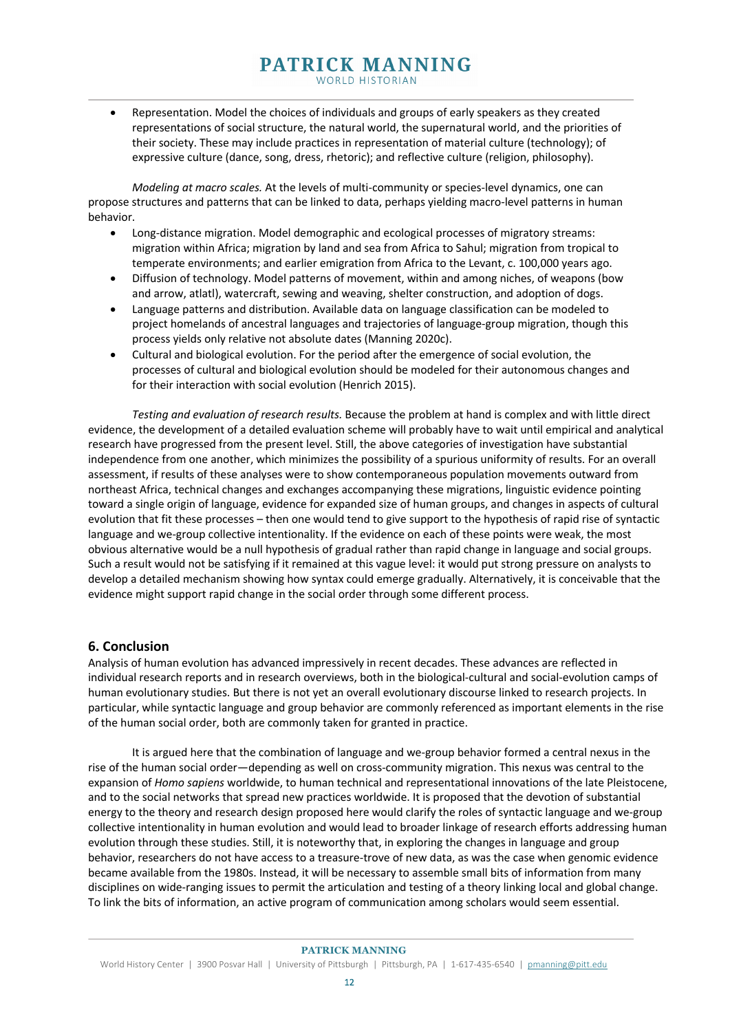- Representation. Model the choices of individuals and groups of early speakers as they created representations of social structure, the natural world, the supernatural world, and the priorities of their society. These may include practices in representation of material culture (technology); of expressive culture (dance, song, dress, rhetoric); and reflective culture (religion, philosophy).

*Modeling at macro scales.* At the levels of multi-community or species-level dynamics, one can propose structures and patterns that can be linked to data, perhaps yielding macro-level patterns in human behavior.

- Long-distance migration. Model demographic and ecological processes of migratory streams: migration within Africa; migration by land and sea from Africa to Sahul; migration from tropical to temperate environments; and earlier emigration from Africa to the Levant, c. 100,000 years ago.
- Diffusion of technology. Model patterns of movement, within and among niches, of weapons (bow and arrow, atlatl), watercraft, sewing and weaving, shelter construction, and adoption of dogs.
- Language patterns and distribution. Available data on language classification can be modeled to project homelands of ancestral languages and trajectories of language-group migration, though this process yields only relative not absolute dates (Manning 2020c).
- Cultural and biological evolution. For the period after the emergence of social evolution, the processes of cultural and biological evolution should be modeled for their autonomous changes and for their interaction with social evolution (Henrich 2015).

*Testing and evaluation of research results.* Because the problem at hand is complex and with little direct evidence, the development of a detailed evaluation scheme will probably have to wait until empirical and analytical research have progressed from the present level. Still, the above categories of investigation have substantial independence from one another, which minimizes the possibility of a spurious uniformity of results. For an overall assessment, if results of these analyses were to show contemporaneous population movements outward from northeast Africa, technical changes and exchanges accompanying these migrations, linguistic evidence pointing toward a single origin of language, evidence for expanded size of human groups, and changes in aspects of cultural evolution that fit these processes – then one would tend to give support to the hypothesis of rapid rise of syntactic language and we-group collective intentionality. If the evidence on each of these points were weak, the most obvious alternative would be a null hypothesis of gradual rather than rapid change in language and social groups. Such a result would not be satisfying if it remained at this vague level: it would put strong pressure on analysts to develop a detailed mechanism showing how syntax could emerge gradually. Alternatively, it is conceivable that the evidence might support rapid change in the social order through some different process.

## 6. Conclusion

Analysis of human evolution has advanced impressively in recent decades. These advances are reflected in individual research reports and in research overviews, both in the biological-cultural and social-evolution camps of human evolutionary studies. But there is not yet an overall evolutionary discourse linked to research projects. In particular, while syntactic language and group behavior are commonly referenced as important elements in the rise of the human social order, both are commonly taken for granted in practice.

It is argued here that the combination of language and we-group behavior formed a central nexus in the rise of the human social order—depending as well on cross-community migration. This nexus was central to the expansion of *Homo sapiens* worldwide, to human technical and representational innovations of the late Pleistocene, and to the social networks that spread new practices worldwide. It is proposed that the devotion of substantial energy to the theory and research design proposed here would clarify the roles of syntactic language and we-group collective intentionality in human evolution and would lead to broader linkage of research efforts addressing human evolution through these studies. Still, it is noteworthy that, in exploring the changes in language and group behavior, researchers do not have access to a treasure-trove of new data, as was the case when genomic evidence became available from the 1980s. Instead, it will be necessary to assemble small bits of information from many disciplines on wide-ranging issues to permit the articulation and testing of a theory linking local and global change. To link the bits of information, an active program of communication among scholars would seem essential.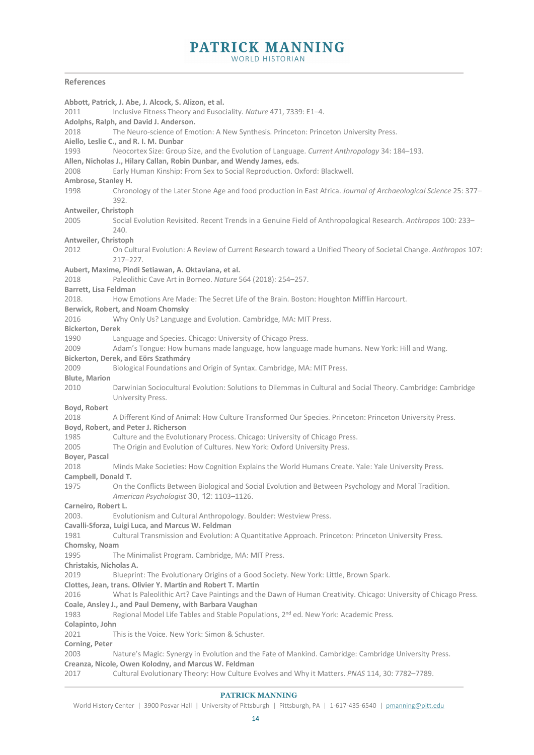## References

**Abbott, Patrick, J. Abe, J. Alcock, S. Alizon, et al.**
2011 Inclusive Fitness Theory and Eusociality. *Nature* 471, 7339: E1–4.

**Adolphs, Ralph, and David J. Anderson.**
2018 The Neuro-science of Emotion: A New Synthesis. Princeton: Princeton University Press.

**Aiello, Leslie C., and R. I. M. Dunbar**
1993 Neocortex Size: Group Size, and the Evolution of Language. *Current Anthropology* 34: 184–193.

**Allen, Nicholas J., Hilary Callan, Robin Dunbar, and Wendy James, eds.**
2008 Early Human Kinship: From Sex to Social Reproduction. Oxford: Blackwell.

**Ambrose, Stanley H.**
1998 Chronology of the Later Stone Age and food production in East Africa. *Journal of Archaeological Science* 25: 377–392.

**Antweiler, Christoph**
2005 Social Evolution Revisited. Recent Trends in a Genuine Field of Anthropological Research. *Anthropos* 100: 233–240.

**Antweiler, Christoph**
2012 On Cultural Evolution: A Review of Current Research toward a Unified Theory of Societal Change. *Anthropos* 107: 217–227.

**Aubert, Maxime, Pindi Setiawan, A. Oktaviana, et al.**
2018 Paleolithic Cave Art in Borneo. *Nature* 564 (2018): 254–257.

**Barrett, Lisa Feldman**
2018. How Emotions Are Made: The Secret Life of the Brain. Boston: Houghton Mifflin Harcourt.

**Berwick, Robert, and Noam Chomsky**
2016 Why Only Us? Language and Evolution. Cambridge, MA: MIT Press.

**Bickerton, Derek**
1990 Language and Species. Chicago: University of Chicago Press.
2009 Adam's Tongue: How humans made language, how language made humans. New York: Hill and Wang.

**Bickerton, Derek, and Eörs Szathmáry**
2009 Biological Foundations and Origin of Syntax. Cambridge, MA: MIT Press.

**Blute, Marion**
2010 Darwinian Sociocultural Evolution: Solutions to Dilemmas in Cultural and Social Theory. Cambridge: Cambridge University Press.

**Boyd, Robert**
2018 A Different Kind of Animal: How Culture Transformed Our Species. Princeton: Princeton University Press.

**Boyd, Robert, and Peter J. Richerson**
1985 Culture and the Evolutionary Process. Chicago: University of Chicago Press.
2005 The Origin and Evolution of Cultures. New York: Oxford University Press.

**Boyer, Pascal**
2018 Minds Make Societies: How Cognition Explains the World Humans Create. Yale: Yale University Press.

**Campbell, Donald T.**
1975 On the Conflicts Between Biological and Social Evolution and Between Psychology and Moral Tradition. *American Psychologist* 30, 12: 1103–1126.

**Carneiro, Robert L.**
2003. Evolutionism and Cultural Anthropology. Boulder: Westview Press.

**Cavalli-Sforza, Luigi Luca, and Marcus W. Feldman**
1981 Cultural Transmission and Evolution: A Quantitative Approach. Princeton: Princeton University Press.

**Chomsky, Noam**
1995 The Minimalist Program. Cambridge, MA: MIT Press.

**Christakis, Nicholas A.**
2019 Blueprint: The Evolutionary Origins of a Good Society. New York: Little, Brown Spark.

**Clottes, Jean, trans. Olivier Y. Martin and Robert T. Martin**
2016 What Is Paleolithic Art? Cave Paintings and the Dawn of Human Creativity. Chicago: University of Chicago Press.

**Coale, Ansley J., and Paul Demeny, with Barbara Vaughan**
1983 Regional Model Life Tables and Stable Populations, 2nd ed. New York: Academic Press.

**Colapinto, John**
2021 This is the Voice. New York: Simon & Schuster.

**Corning, Peter**
2003 Nature's Magic: Synergy in Evolution and the Fate of Mankind. Cambridge: Cambridge University Press.

**Creanza, Nicole, Owen Kolodny, and Marcus W. Feldman**
2017 Cultural Evolutionary Theory: How Culture Evolves and Why it Matters. *PNAS* 114, 30: 7782–7789.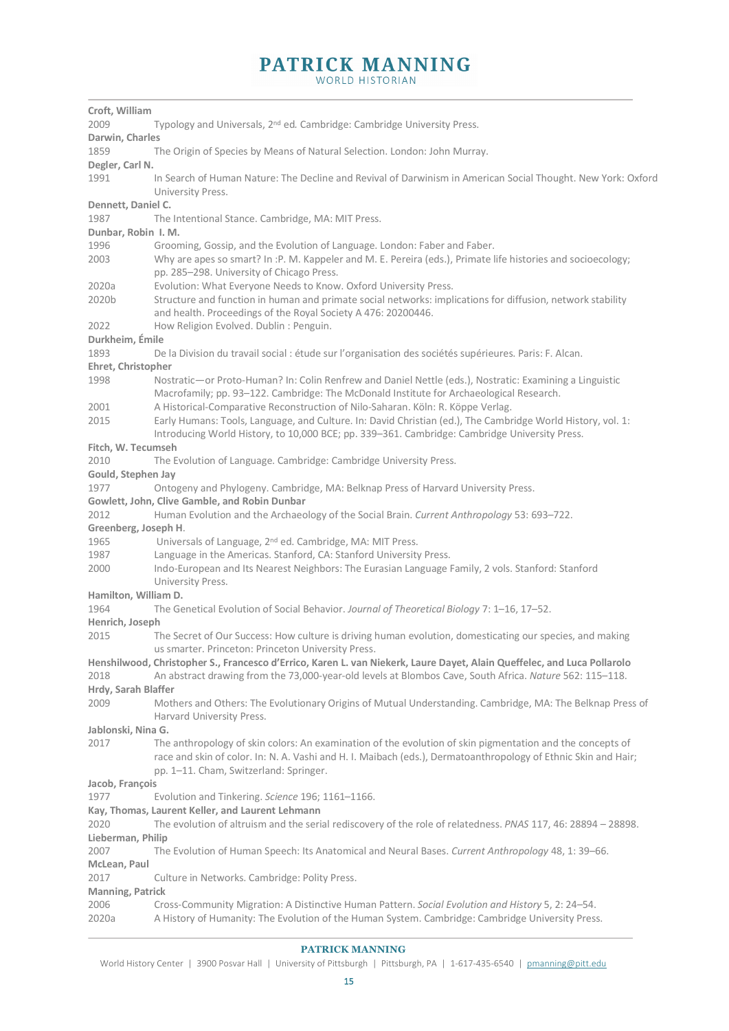**Croft, William**

2009 Typology and Universals, 2nd ed. Cambridge: Cambridge University Press.

**Darwin, Charles**

1859 The Origin of Species by Means of Natural Selection. London: John Murray.

**Degler, Carl N.**

1991 In Search of Human Nature: The Decline and Revival of Darwinism in American Social Thought. New York: Oxford University Press.

**Dennett, Daniel C.**

1987 The Intentional Stance. Cambridge, MA: MIT Press.

**Dunbar, Robin I. M.**

1996 Grooming, Gossip, and the Evolution of Language. London: Faber and Faber.

2003 Why are apes so smart? In :P. M. Kappeler and M. E. Pereira (eds.), Primate life histories and socioecology; pp. 285–298. University of Chicago Press.

2020a Evolution: What Everyone Needs to Know. Oxford University Press.

2020b Structure and function in human and primate social networks: implications for diffusion, network stability and health. Proceedings of the Royal Society A 476: 20200446.

2022 How Religion Evolved. Dublin : Penguin.

**Durkheim, Émile**

1893 De la Division du travail social : étude sur l'organisation des sociétés supérieures. Paris: F. Alcan.

**Ehret, Christopher**

1998 Nostratic—or Proto-Human? In: Colin Renfrew and Daniel Nettle (eds.), Nostratic: Examining a Linguistic Macrofamily; pp. 93–122. Cambridge: The McDonald Institute for Archaeological Research.

2001 A Historical-Comparative Reconstruction of Nilo-Saharan. Köln: R. Köppe Verlag.

2015 Early Humans: Tools, Language, and Culture. In: David Christian (ed.), The Cambridge World History, vol. 1: Introducing World History, to 10,000 BCE; pp. 339–361. Cambridge: Cambridge University Press.

**Fitch, W. Tecumseh**

2010 The Evolution of Language. Cambridge: Cambridge University Press.

**Gould, Stephen Jay**

1977 Ontogeny and Phylogeny. Cambridge, MA: Belknap Press of Harvard University Press.

**Gowlett, John, Clive Gamble, and Robin Dunbar**

2012 Human Evolution and the Archaeology of the Social Brain. *Current Anthropology* 53: 693–722.

**Greenberg, Joseph H**.

1965 Universals of Language, 2nd ed. Cambridge, MA: MIT Press.

1987 Language in the Americas. Stanford, CA: Stanford University Press.

2000 Indo-European and Its Nearest Neighbors: The Eurasian Language Family, 2 vols. Stanford: Stanford University Press.

**Hamilton, William D.**

1964 The Genetical Evolution of Social Behavior. *Journal of Theoretical Biology* 7: 1–16, 17–52.

**Henrich, Joseph**

2015 The Secret of Our Success: How culture is driving human evolution, domesticating our species, and making us smarter. Princeton: Princeton University Press.

**Henshilwood, Christopher S., Francesco d'Errico, Karen L. van Niekerk, Laure Dayet, Alain Queffelec, and Luca Pollarolo**

2018 An abstract drawing from the 73,000-year-old levels at Blombos Cave, South Africa. *Nature* 562: 115–118.

**Hrdy, Sarah Blaffer**

2009 Mothers and Others: The Evolutionary Origins of Mutual Understanding. Cambridge, MA: The Belknap Press of Harvard University Press.

**Jablonski, Nina G.**

2017 The anthropology of skin colors: An examination of the evolution of skin pigmentation and the concepts of race and skin of color. In: N. A. Vashi and H. I. Maibach (eds.), Dermatoanthropology of Ethnic Skin and Hair; pp. 1–11. Cham, Switzerland: Springer.

**Jacob, François**

1977 Evolution and Tinkering. *Science* 196; 1161–1166.

**Kay, Thomas, Laurent Keller, and Laurent Lehmann**

2020 The evolution of altruism and the serial rediscovery of the role of relatedness. *PNAS* 117, 46: 28894 – 28898.

**Lieberman, Philip**

2007 The Evolution of Human Speech: Its Anatomical and Neural Bases. *Current Anthropology* 48, 1: 39–66.

**McLean, Paul**

2017 Culture in Networks. Cambridge: Polity Press.

**Manning, Patrick**

2006 Cross-Community Migration: A Distinctive Human Pattern. *Social Evolution and History* 5, 2: 24–54.

2020a A History of Humanity: The Evolution of the Human System. Cambridge: Cambridge University Press.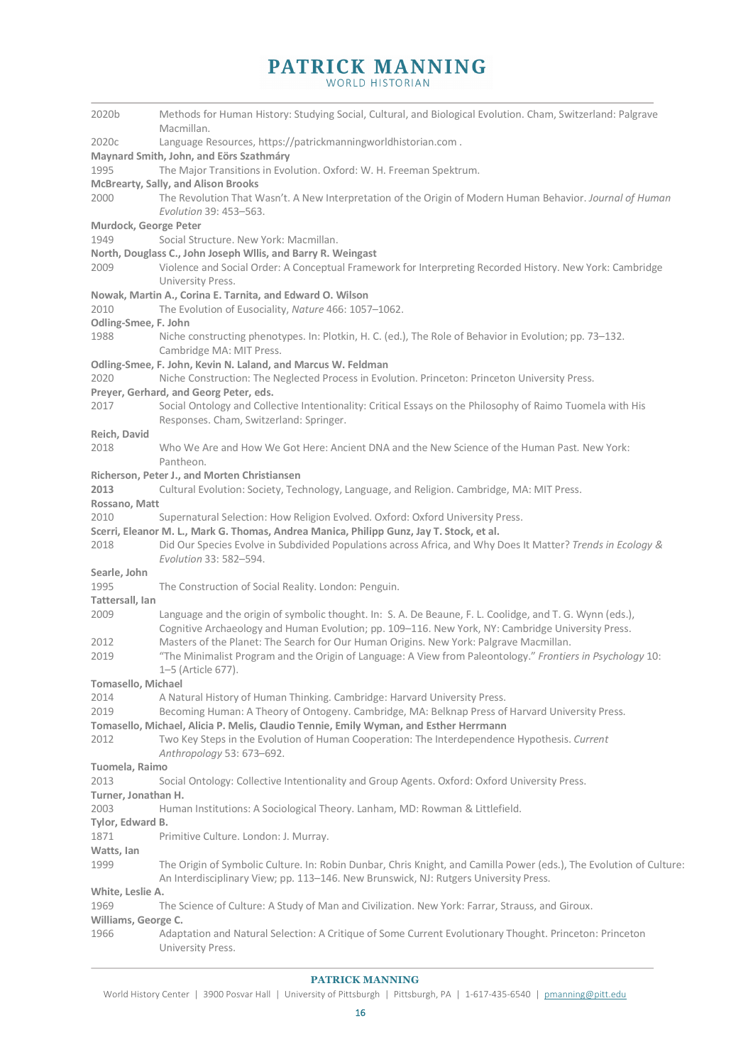2020b Methods for Human History: Studying Social, Cultural, and Biological Evolution. Cham, Switzerland: Palgrave Macmillan.

2020c Language Resources, https://patrickmanningworldhistorian.com .

**Maynard Smith, John, and Eörs Szathmáry**

1995 The Major Transitions in Evolution. Oxford: W. H. Freeman Spektrum.

**McBrearty, Sally, and Alison Brooks**

2000 The Revolution That Wasn't. A New Interpretation of the Origin of Modern Human Behavior. *Journal of Human Evolution* 39: 453–563.

**Murdock, George Peter**

1949 Social Structure. New York: Macmillan.

**North, Douglass C., John Joseph Wllis, and Barry R. Weingast**

2009 Violence and Social Order: A Conceptual Framework for Interpreting Recorded History. New York: Cambridge University Press.

**Nowak, Martin A., Corina E. Tarnita, and Edward O. Wilson**

2010 The Evolution of Eusociality, *Nature* 466: 1057–1062.

**Odling-Smee, F. John**

1988 Niche constructing phenotypes. In: Plotkin, H. C. (ed.), The Role of Behavior in Evolution; pp. 73–132. Cambridge MA: MIT Press.

**Odling-Smee, F. John, Kevin N. Laland, and Marcus W. Feldman**

2020 Niche Construction: The Neglected Process in Evolution. Princeton: Princeton University Press.

**Preyer, Gerhard, and Georg Peter, eds.**

2017 Social Ontology and Collective Intentionality: Critical Essays on the Philosophy of Raimo Tuomela with His Responses. Cham, Switzerland: Springer.

**Reich, David**

2018 Who We Are and How We Got Here: Ancient DNA and the New Science of the Human Past. New York: Pantheon.

**Richerson, Peter J., and Morten Christiansen**

**2013** Cultural Evolution: Society, Technology, Language, and Religion. Cambridge, MA: MIT Press.

**Rossano, Matt**

2010 Supernatural Selection: How Religion Evolved. Oxford: Oxford University Press.

**Scerri, Eleanor M. L., Mark G. Thomas, Andrea Manica, Philipp Gunz, Jay T. Stock, et al.**

2018 Did Our Species Evolve in Subdivided Populations across Africa, and Why Does It Matter? *Trends in Ecology & Evolution* 33: 582–594.

**Searle, John**

1995 The Construction of Social Reality. London: Penguin.

**Tattersall, Ian**

2009 Language and the origin of symbolic thought. In: S. A. De Beaune, F. L. Coolidge, and T. G. Wynn (eds.), Cognitive Archaeology and Human Evolution; pp. 109–116. New York, NY: Cambridge University Press.

2012 Masters of the Planet: The Search for Our Human Origins. New York: Palgrave Macmillan.

2019 "The Minimalist Program and the Origin of Language: A View from Paleontology." *Frontiers in Psychology* 10: 1–5 (Article 677).

**Tomasello, Michael**

2014 A Natural History of Human Thinking. Cambridge: Harvard University Press.

2019 Becoming Human: A Theory of Ontogeny. Cambridge, MA: Belknap Press of Harvard University Press.

**Tomasello, Michael, Alicia P. Melis, Claudio Tennie, Emily Wyman, and Esther Herrmann**

2012 Two Key Steps in the Evolution of Human Cooperation: The Interdependence Hypothesis. *Current Anthropology* 53: 673–692.

**Tuomela, Raimo**

2013 Social Ontology: Collective Intentionality and Group Agents. Oxford: Oxford University Press.

**Turner, Jonathan H.**

2003 Human Institutions: A Sociological Theory. Lanham, MD: Rowman & Littlefield.

**Tylor, Edward B.**

1871 Primitive Culture. London: J. Murray.

**Watts, Ian**

1999 The Origin of Symbolic Culture. In: Robin Dunbar, Chris Knight, and Camilla Power (eds.), The Evolution of Culture: An Interdisciplinary View; pp. 113–146. New Brunswick, NJ: Rutgers University Press.

**White, Leslie A.**

1969 The Science of Culture: A Study of Man and Civilization. New York: Farrar, Strauss, and Giroux.

**Williams, George C.**

1966 Adaptation and Natural Selection: A Critique of Some Current Evolutionary Thought. Princeton: Princeton University Press.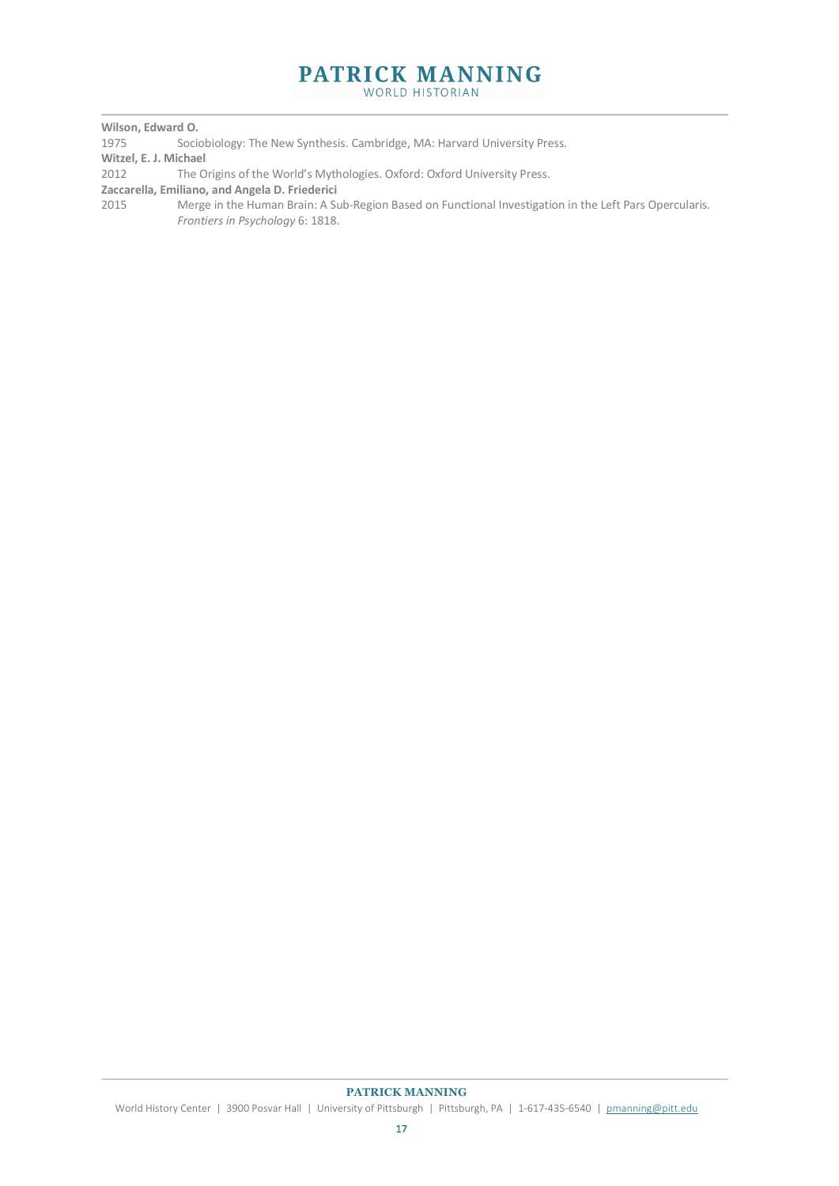**Wilson, Edward O.**

1975 Sociobiology: The New Synthesis. Cambridge, MA: Harvard University Press.

**Witzel, E. J. Michael**

2012 The Origins of the World's Mythologies. Oxford: Oxford University Press.

**Zaccarella, Emiliano, and Angela D. Friederici**

2015 Merge in the Human Brain: A Sub-Region Based on Functional Investigation in the Left Pars Opercularis. *Frontiers in Psychology* 6: 1818.